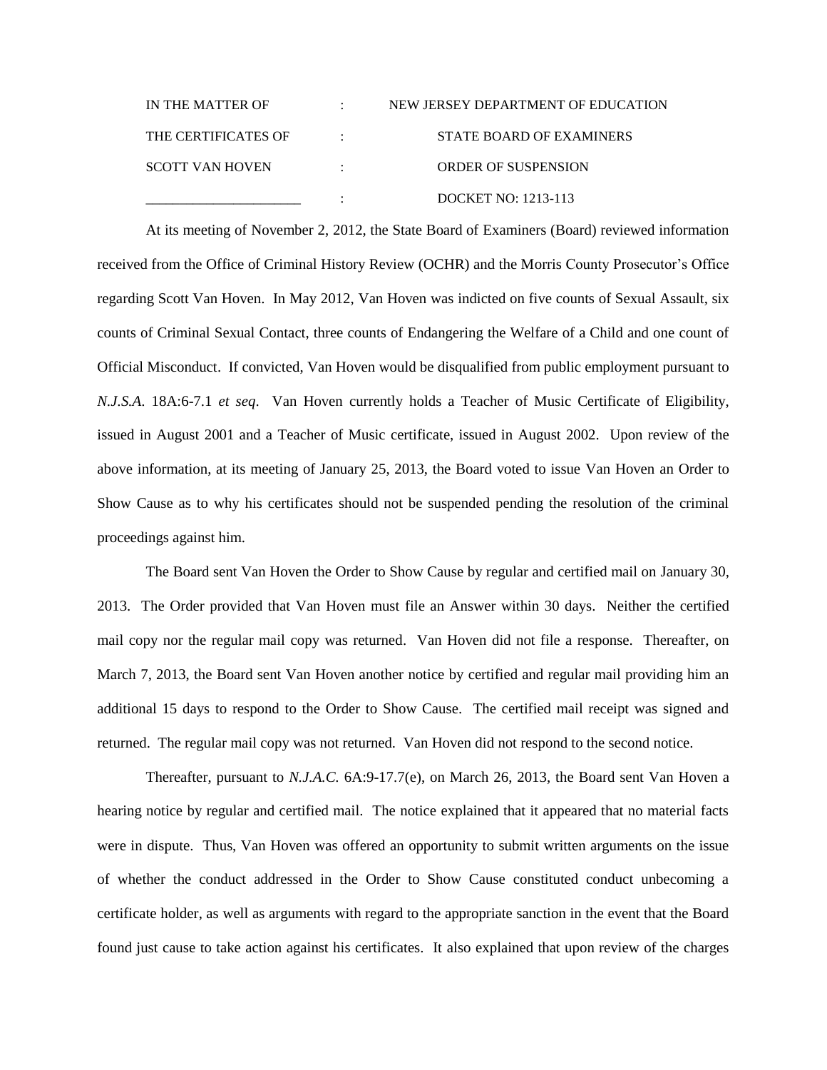| IN THE MATTER OF | : | NEW JERSEY DEPARTMENT OF EDUCATION |
|---|---|---|
| THE CERTIFICATES OF | : | STATE BOARD OF EXAMINERS |
| SCOTT VAN HOVEN | : | ORDER OF SUSPENSION |
| _______________________ | : | DOCKET NO: 1213-113 |

At its meeting of November 2, 2012, the State Board of Examiners (Board) reviewed information received from the Office of Criminal History Review (OCHR) and the Morris County Prosecutor's Office regarding Scott Van Hoven. In May 2012, Van Hoven was indicted on five counts of Sexual Assault, six counts of Criminal Sexual Contact, three counts of Endangering the Welfare of a Child and one count of Official Misconduct. If convicted, Van Hoven would be disqualified from public employment pursuant to *N.J.S.A.* 18A:6-7.1 *et seq*. Van Hoven currently holds a Teacher of Music Certificate of Eligibility, issued in August 2001 and a Teacher of Music certificate, issued in August 2002. Upon review of the above information, at its meeting of January 25, 2013, the Board voted to issue Van Hoven an Order to Show Cause as to why his certificates should not be suspended pending the resolution of the criminal proceedings against him.

The Board sent Van Hoven the Order to Show Cause by regular and certified mail on January 30, 2013. The Order provided that Van Hoven must file an Answer within 30 days. Neither the certified mail copy nor the regular mail copy was returned. Van Hoven did not file a response. Thereafter, on March 7, 2013, the Board sent Van Hoven another notice by certified and regular mail providing him an additional 15 days to respond to the Order to Show Cause. The certified mail receipt was signed and returned. The regular mail copy was not returned. Van Hoven did not respond to the second notice.

Thereafter, pursuant to *N.J.A.C.* 6A:9-17.7(e), on March 26, 2013, the Board sent Van Hoven a hearing notice by regular and certified mail. The notice explained that it appeared that no material facts were in dispute. Thus, Van Hoven was offered an opportunity to submit written arguments on the issue of whether the conduct addressed in the Order to Show Cause constituted conduct unbecoming a certificate holder, as well as arguments with regard to the appropriate sanction in the event that the Board found just cause to take action against his certificates. It also explained that upon review of the charges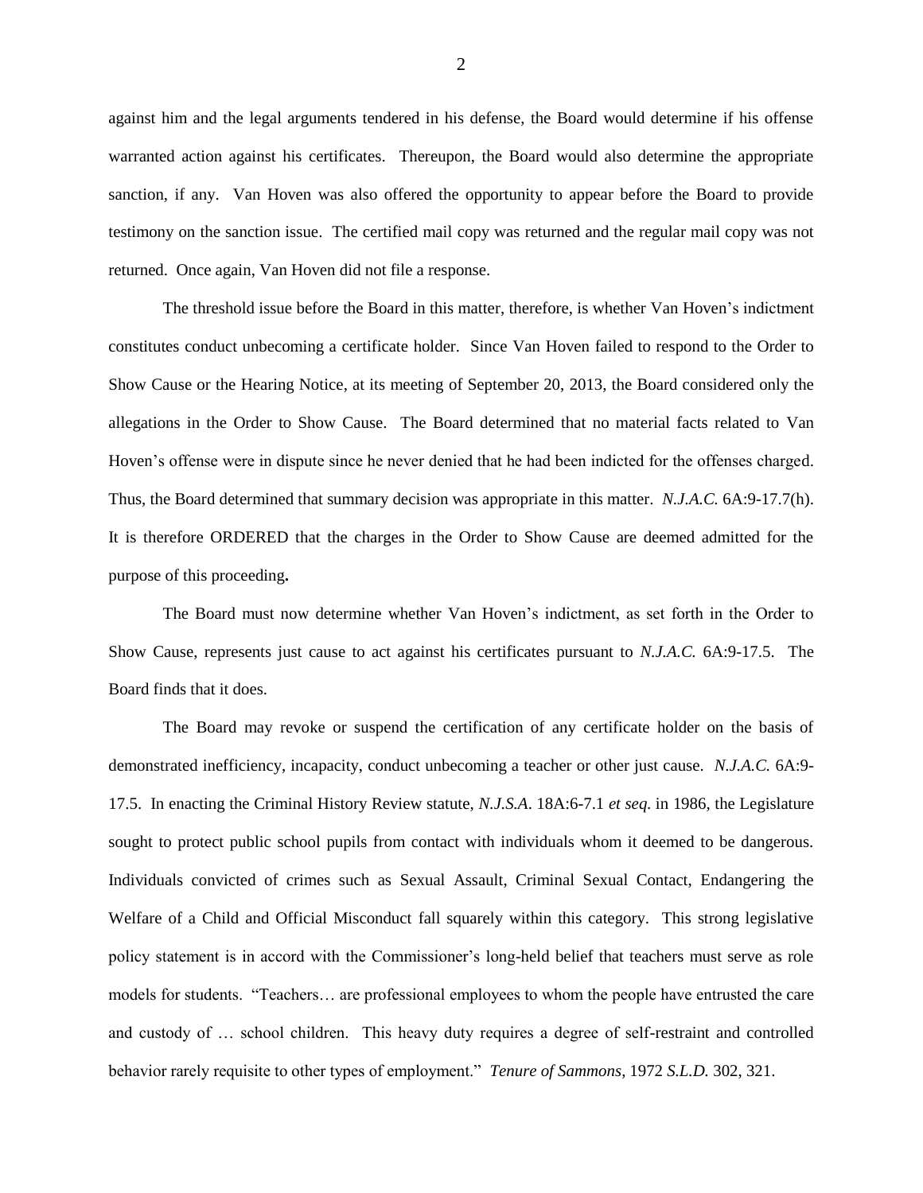against him and the legal arguments tendered in his defense, the Board would determine if his offense warranted action against his certificates. Thereupon, the Board would also determine the appropriate sanction, if any. Van Hoven was also offered the opportunity to appear before the Board to provide testimony on the sanction issue. The certified mail copy was returned and the regular mail copy was not returned. Once again, Van Hoven did not file a response.

The threshold issue before the Board in this matter, therefore, is whether Van Hoven's indictment constitutes conduct unbecoming a certificate holder. Since Van Hoven failed to respond to the Order to Show Cause or the Hearing Notice, at its meeting of September 20, 2013, the Board considered only the allegations in the Order to Show Cause. The Board determined that no material facts related to Van Hoven's offense were in dispute since he never denied that he had been indicted for the offenses charged. Thus, the Board determined that summary decision was appropriate in this matter. *N.J.A.C.* 6A:9-17.7(h). It is therefore ORDERED that the charges in the Order to Show Cause are deemed admitted for the purpose of this proceeding**.**

The Board must now determine whether Van Hoven's indictment, as set forth in the Order to Show Cause, represents just cause to act against his certificates pursuant to *N.J.A.C.* 6A:9-17.5. The Board finds that it does.

The Board may revoke or suspend the certification of any certificate holder on the basis of demonstrated inefficiency, incapacity, conduct unbecoming a teacher or other just cause. *N.J.A.C.* 6A:9-17.5. In enacting the Criminal History Review statute, *N.J.S.A.* 18A:6-7.1 *et seq.* in 1986, the Legislature sought to protect public school pupils from contact with individuals whom it deemed to be dangerous. Individuals convicted of crimes such as Sexual Assault, Criminal Sexual Contact, Endangering the Welfare of a Child and Official Misconduct fall squarely within this category. This strong legislative policy statement is in accord with the Commissioner's long-held belief that teachers must serve as role models for students. "Teachers… are professional employees to whom the people have entrusted the care and custody of … school children. This heavy duty requires a degree of self-restraint and controlled behavior rarely requisite to other types of employment." *Tenure of Sammons*, 1972 *S.L.D.* 302, 321.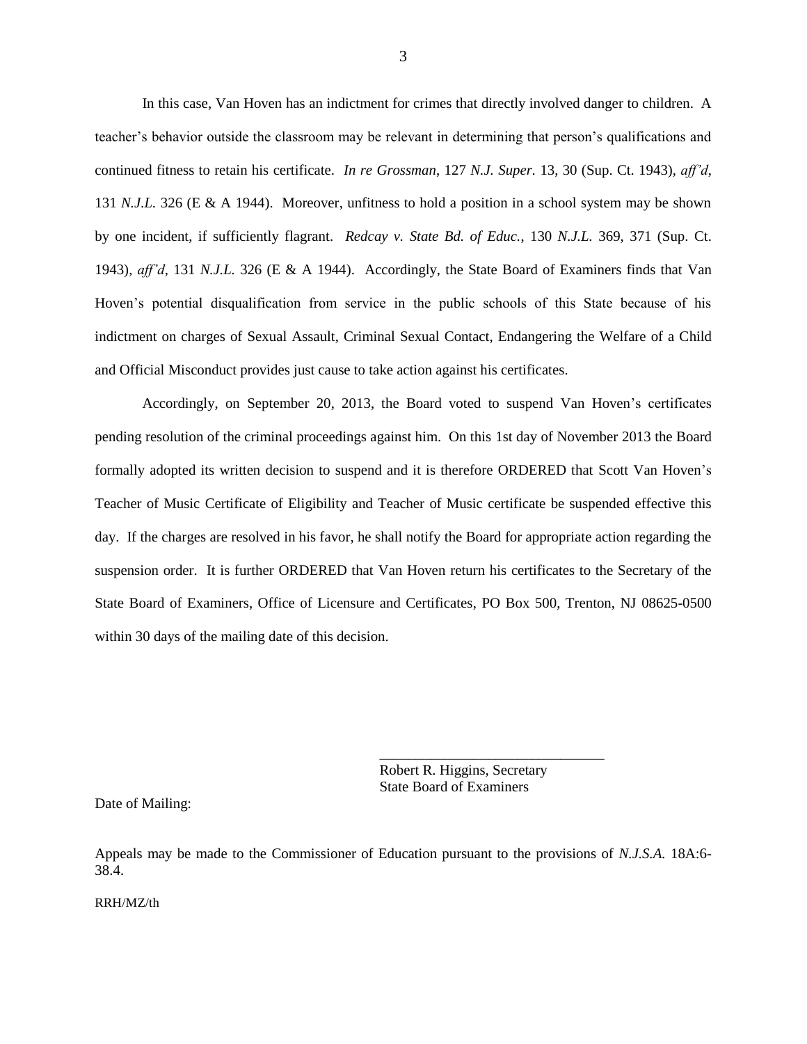In this case, Van Hoven has an indictment for crimes that directly involved danger to children. A teacher's behavior outside the classroom may be relevant in determining that person's qualifications and continued fitness to retain his certificate. *In re Grossman*, 127 *N.J. Super.* 13, 30 (Sup. Ct. 1943), *aff'd*, 131 *N.J.L.* 326 (E & A 1944). Moreover, unfitness to hold a position in a school system may be shown by one incident, if sufficiently flagrant. *Redcay v. State Bd. of Educ.*, 130 *N.J.L.* 369, 371 (Sup. Ct. 1943), *aff'd*, 131 *N.J.L.* 326 (E & A 1944). Accordingly, the State Board of Examiners finds that Van Hoven's potential disqualification from service in the public schools of this State because of his indictment on charges of Sexual Assault, Criminal Sexual Contact, Endangering the Welfare of a Child and Official Misconduct provides just cause to take action against his certificates.

Accordingly, on September 20, 2013, the Board voted to suspend Van Hoven's certificates pending resolution of the criminal proceedings against him. On this 1st day of November 2013 the Board formally adopted its written decision to suspend and it is therefore ORDERED that Scott Van Hoven's Teacher of Music Certificate of Eligibility and Teacher of Music certificate be suspended effective this day. If the charges are resolved in his favor, he shall notify the Board for appropriate action regarding the suspension order. It is further ORDERED that Van Hoven return his certificates to the Secretary of the State Board of Examiners, Office of Licensure and Certificates, PO Box 500, Trenton, NJ 08625-0500 within 30 days of the mailing date of this decision.

\_\_\_\_\_\_\_\_\_\_\_\_\_\_\_\_\_\_\_\_\_\_\_\_\_\_\_\_\_\_\_\_
Robert R. Higgins, Secretary
State Board of Examiners

Date of Mailing:

Appeals may be made to the Commissioner of Education pursuant to the provisions of *N.J.S.A.* 18A:6-38.4.

RRH/MZ/th